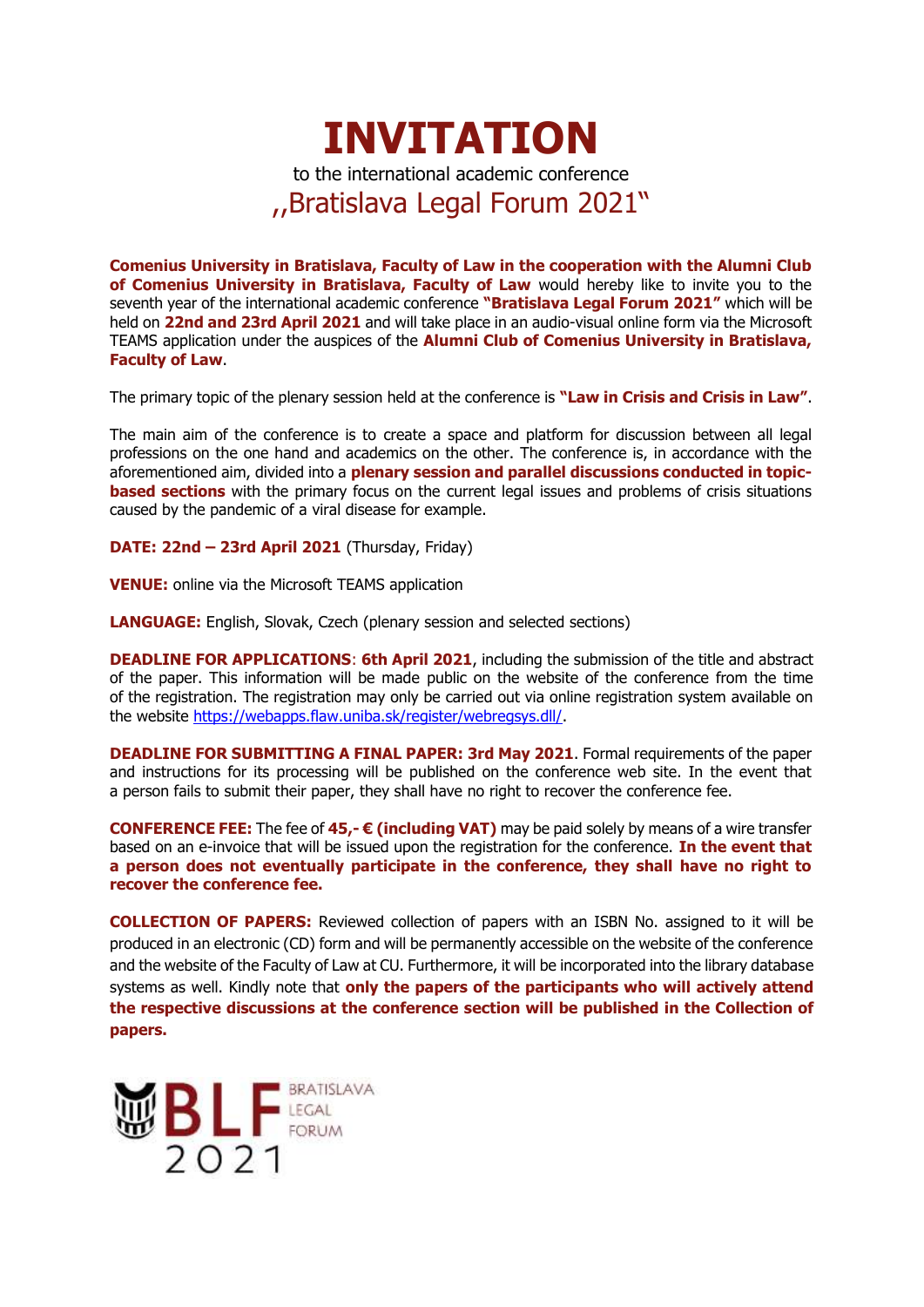# INVITATION

to the international academic conference

,,Bratislava Legal Forum 2021"

**Comenius University in Bratislava, Faculty of Law in the cooperation with the Alumni Club of Comenius University in Bratislava, Faculty of Law** would hereby like to invite you to the seventh year of the international academic conference **"Bratislava Legal Forum 2021"** which will be held on **22nd and 23rd April 2021** and will take place in an audio-visual online form via the Microsoft TEAMS application under the auspices of the **Alumni Club of Comenius University in Bratislava, Faculty of Law**.

The primary topic of the plenary session held at the conference is **"Law in Crisis and Crisis in Law"**.

The main aim of the conference is to create a space and platform for discussion between all legal professions on the one hand and academics on the other. The conference is, in accordance with the aforementioned aim, divided into a **plenary session and parallel discussions conducted in topic-based sections** with the primary focus on the current legal issues and problems of crisis situations caused by the pandemic of a viral disease for example.

**DATE: 22nd – 23rd April 2021** (Thursday, Friday)

**VENUE:** online via the Microsoft TEAMS application

**LANGUAGE:** English, Slovak, Czech (plenary session and selected sections)

**DEADLINE FOR APPLICATIONS**: **6th April 2021**, including the submission of the title and abstract of the paper. This information will be made public on the website of the conference from the time of the registration. The registration may only be carried out via online registration system available on the website https://webapps.flaw.uniba.sk/register/webregsys.dll/.

**DEADLINE FOR SUBMITTING A FINAL PAPER: 3rd May 2021**. Formal requirements of the paper and instructions for its processing will be published on the conference web site. In the event that a person fails to submit their paper, they shall have no right to recover the conference fee.

**CONFERENCE FEE:** The fee of **45,- € (including VAT)** may be paid solely by means of a wire transfer based on an e-invoice that will be issued upon the registration for the conference. **In the event that a person does not eventually participate in the conference, they shall have no right to recover the conference fee.**

**COLLECTION OF PAPERS:** Reviewed collection of papers with an ISBN No. assigned to it will be produced in an electronic (CD) form and will be permanently accessible on the website of the conference and the website of the Faculty of Law at CU. Furthermore, it will be incorporated into the library database systems as well. Kindly note that **only the papers of the participants who will actively attend the respective discussions at the conference section will be published in the Collection of papers.**

BLF 2021 BRATISLAVA LEGAL FORUM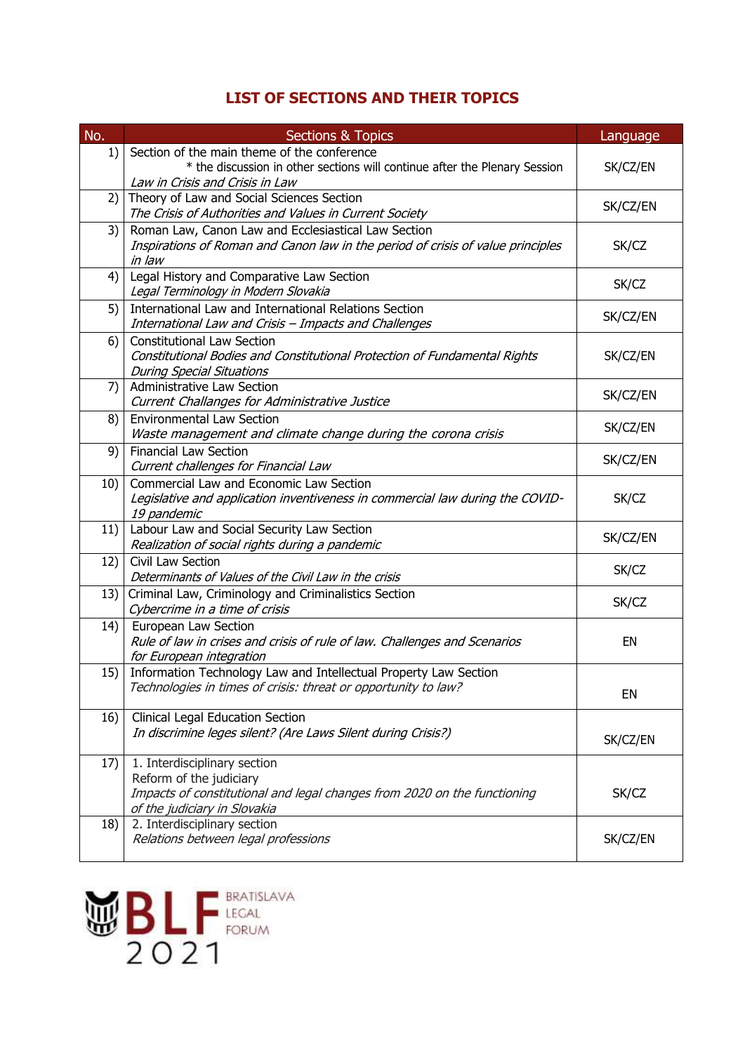# LIST OF SECTIONS AND THEIR TOPICS

| No. | Sections & Topics | Language |
|---|---|---|
| 1) | Section of the main theme of the conference<br>* the discussion in other sections will continue after the Plenary Session<br>*Law in Crisis and Crisis in Law* | SK/CZ/EN |
| 2) | Theory of Law and Social Sciences Section<br>*The Crisis of Authorities and Values in Current Society* | SK/CZ/EN |
| 3) | Roman Law, Canon Law and Ecclesiastical Law Section<br>*Inspirations of Roman and Canon law in the period of crisis of value principles in law* | SK/CZ |
| 4) | Legal History and Comparative Law Section<br>*Legal Terminology in Modern Slovakia* | SK/CZ |
| 5) | International Law and International Relations Section<br>*International Law and Crisis – Impacts and Challenges* | SK/CZ/EN |
| 6) | Constitutional Law Section<br>*Constitutional Bodies and Constitutional Protection of Fundamental Rights During Special Situations* | SK/CZ/EN |
| 7) | Administrative Law Section<br>*Current Challanges for Administrative Justice* | SK/CZ/EN |
| 8) | Environmental Law Section<br>*Waste management and climate change during the corona crisis* | SK/CZ/EN |
| 9) | Financial Law Section<br>*Current challenges for Financial Law* | SK/CZ/EN |
| 10) | Commercial Law and Economic Law Section<br>*Legislative and application inventiveness in commercial law during the COVID-19 pandemic* | SK/CZ |
| 11) | Labour Law and Social Security Law Section<br>*Realization of social rights during a pandemic* | SK/CZ/EN |
| 12) | Civil Law Section<br>*Determinants of Values of the Civil Law in the crisis* | SK/CZ |
| 13) | Criminal Law, Criminology and Criminalistics Section<br>*Cybercrime in a time of crisis* | SK/CZ |
| 14) | European Law Section<br>*Rule of law in crises and crisis of rule of law. Challenges and Scenarios for European integration* | EN |
| 15) | Information Technology Law and Intellectual Property Law Section<br>*Technologies in times of crisis: threat or opportunity to law?* | EN |
| 16) | Clinical Legal Education Section<br>*In discrimine leges silent? (Are Laws Silent during Crisis?)* | SK/CZ/EN |
| 17) | 1. Interdisciplinary section<br>Reform of the judiciary<br>*Impacts of constitutional and legal changes from 2020 on the functioning of the judiciary in Slovakia* | SK/CZ |
| 18) | 2. Interdisciplinary section<br>*Relations between legal professions* | SK/CZ/EN |

BLF BRATISLAVA LEGAL FORUM 2021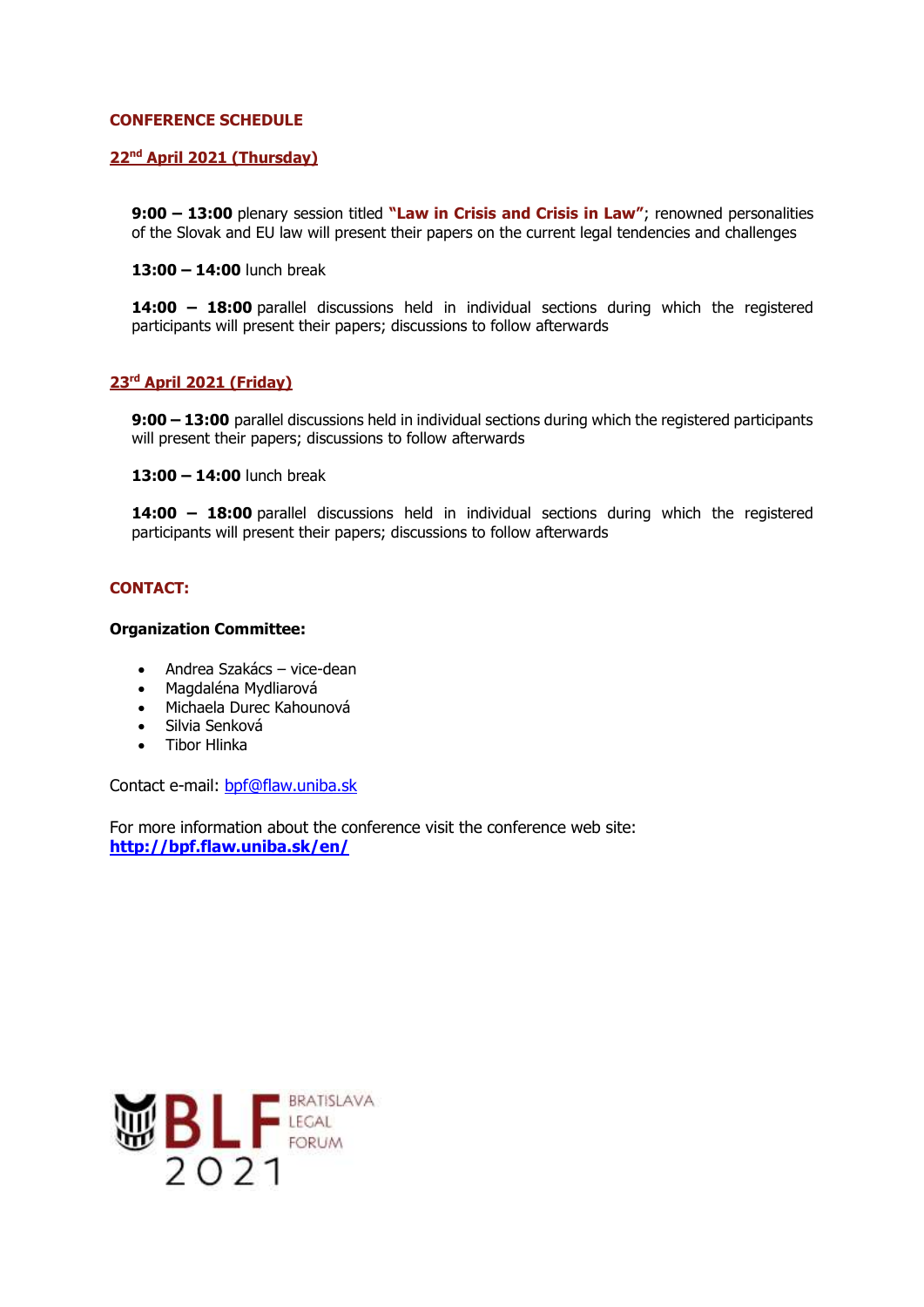## CONFERENCE SCHEDULE

### 22nd April 2021 (Thursday)

**9:00 – 13:00** plenary session titled **"Law in Crisis and Crisis in Law"**; renowned personalities of the Slovak and EU law will present their papers on the current legal tendencies and challenges

**13:00 – 14:00** lunch break

**14:00 – 18:00** parallel discussions held in individual sections during which the registered participants will present their papers; discussions to follow afterwards

### 23rd April 2021 (Friday)

**9:00 – 13:00** parallel discussions held in individual sections during which the registered participants will present their papers; discussions to follow afterwards

**13:00 – 14:00** lunch break

**14:00 – 18:00** parallel discussions held in individual sections during which the registered participants will present their papers; discussions to follow afterwards

## CONTACT:

**Organization Committee:**

- Andrea Szakács – vice-dean
- Magdaléna Mydliarová
- Michaela Durec Kahounová
- Silvia Senková
- Tibor Hlinka

Contact e-mail: bpf@flaw.uniba.sk

For more information about the conference visit the conference web site:
**http://bpf.flaw.uniba.sk/en/**

BLF BRATISLAVA LEGAL FORUM 2021